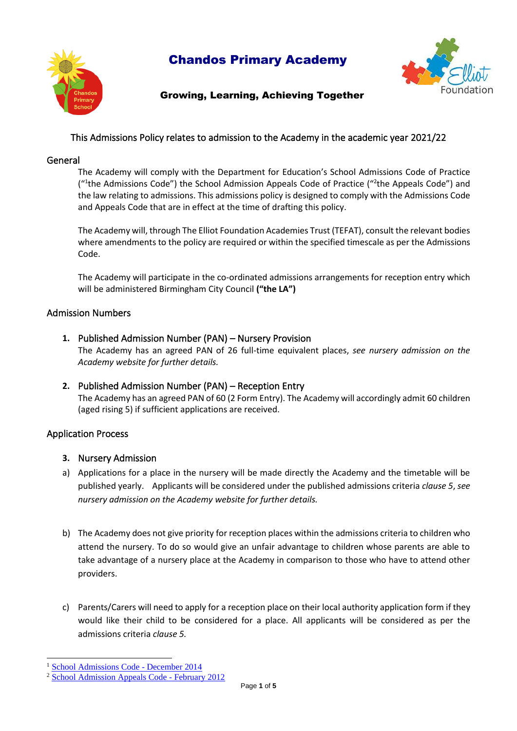# Chandos Primary Academy

**Growing, Learning, Achieving Together**

This Admissions Policy relates to admission to the Academy in the academic year 2021/22

## General

The Academy will comply with the Department for Education's School Admissions Code of Practice ("[1]the Admissions Code") the School Admission Appeals Code of Practice ("[2]the Appeals Code") and the law relating to admissions. This admissions policy is designed to comply with the Admissions Code and Appeals Code that are in effect at the time of drafting this policy.

The Academy will, through The Elliot Foundation Academies Trust (TEFAT), consult the relevant bodies where amendments to the policy are required or within the specified timescale as per the Admissions Code.

The Academy will participate in the co-ordinated admissions arrangements for reception entry which will be administered Birmingham City Council **("the LA")**

## Admission Numbers

1. **Published Admission Number (PAN) – Nursery Provision**
   The Academy has an agreed PAN of 26 full-time equivalent places, *see nursery admission on the Academy website for further details.*

2. **Published Admission Number (PAN) – Reception Entry**
   The Academy has an agreed PAN of 60 (2 Form Entry). The Academy will accordingly admit 60 children (aged rising 5) if sufficient applications are received.

## Application Process

3. **Nursery Admission**

a) Applications for a place in the nursery will be made directly the Academy and the timetable will be published yearly. Applicants will be considered under the published admissions criteria *clause 5*, *see nursery admission on the Academy website for further details.*

b) The Academy does not give priority for reception places within the admissions criteria to children who attend the nursery. To do so would give an unfair advantage to children whose parents are able to take advantage of a nursery place at the Academy in comparison to those who have to attend other providers.

c) Parents/Carers will need to apply for a reception place on their local authority application form if they would like their child to be considered for a place. All applicants will be considered as per the admissions criteria *clause 5.*

---

[1] School Admissions Code - December 2014
[2] School Admission Appeals Code - February 2012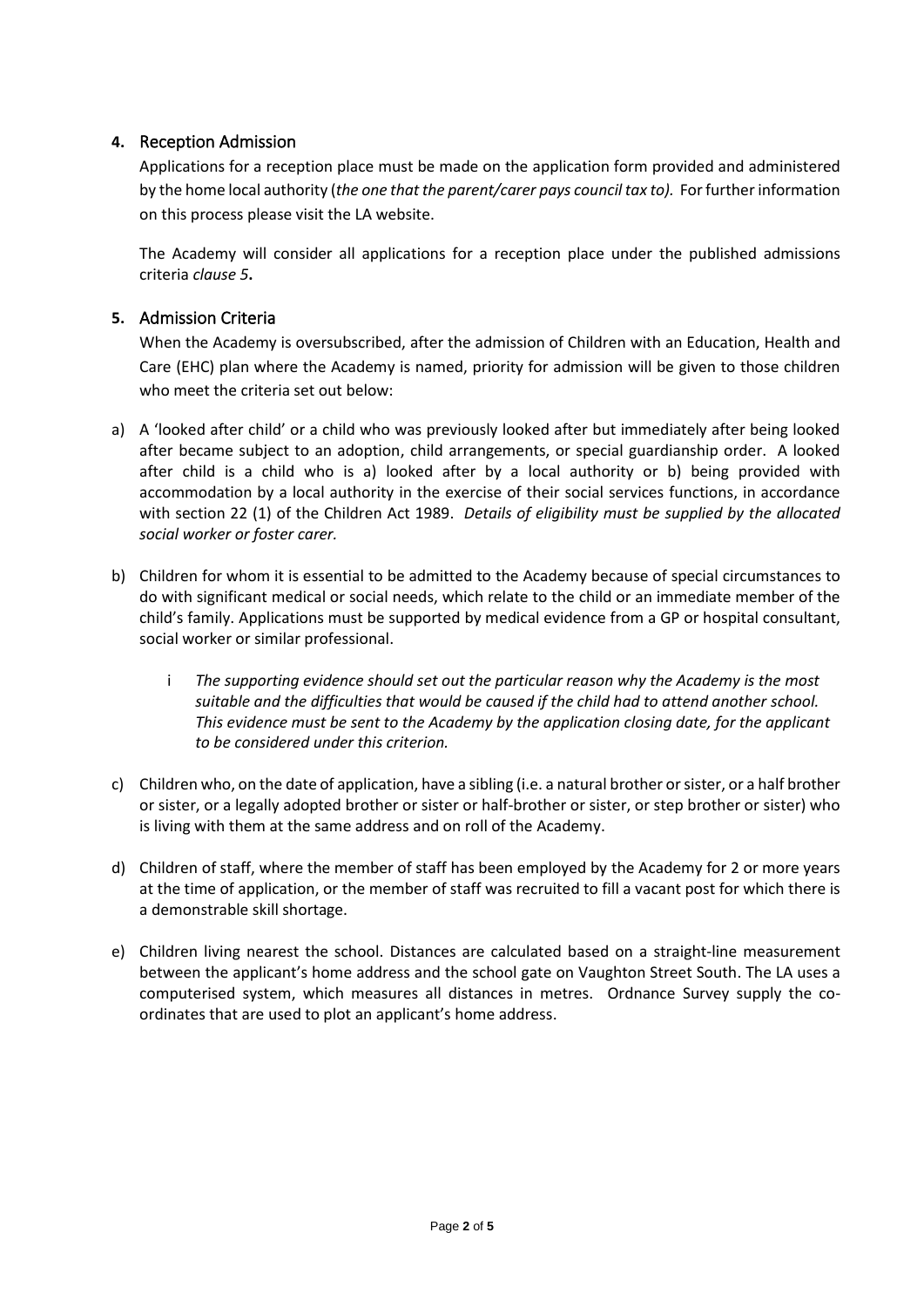## 4. Reception Admission

Applications for a reception place must be made on the application form provided and administered by the home local authority (*the one that the parent/carer pays council tax to).* For further information on this process please visit the LA website.

The Academy will consider all applications for a reception place under the published admissions criteria *clause 5***.**

## 5. Admission Criteria

When the Academy is oversubscribed, after the admission of Children with an Education, Health and Care (EHC) plan where the Academy is named, priority for admission will be given to those children who meet the criteria set out below:

a) A 'looked after child' or a child who was previously looked after but immediately after being looked after became subject to an adoption, child arrangements, or special guardianship order. A looked after child is a child who is a) looked after by a local authority or b) being provided with accommodation by a local authority in the exercise of their social services functions, in accordance with section 22 (1) of the Children Act 1989. *Details of eligibility must be supplied by the allocated social worker or foster carer.*

b) Children for whom it is essential to be admitted to the Academy because of special circumstances to do with significant medical or social needs, which relate to the child or an immediate member of the child's family. Applications must be supported by medical evidence from a GP or hospital consultant, social worker or similar professional.

   i *The supporting evidence should set out the particular reason why the Academy is the most suitable and the difficulties that would be caused if the child had to attend another school. This evidence must be sent to the Academy by the application closing date, for the applicant to be considered under this criterion.*

c) Children who, on the date of application, have a sibling (i.e. a natural brother or sister, or a half brother or sister, or a legally adopted brother or sister or half-brother or sister, or step brother or sister) who is living with them at the same address and on roll of the Academy.

d) Children of staff, where the member of staff has been employed by the Academy for 2 or more years at the time of application, or the member of staff was recruited to fill a vacant post for which there is a demonstrable skill shortage.

e) Children living nearest the school. Distances are calculated based on a straight-line measurement between the applicant's home address and the school gate on Vaughton Street South. The LA uses a computerised system, which measures all distances in metres. Ordnance Survey supply the co-ordinates that are used to plot an applicant's home address.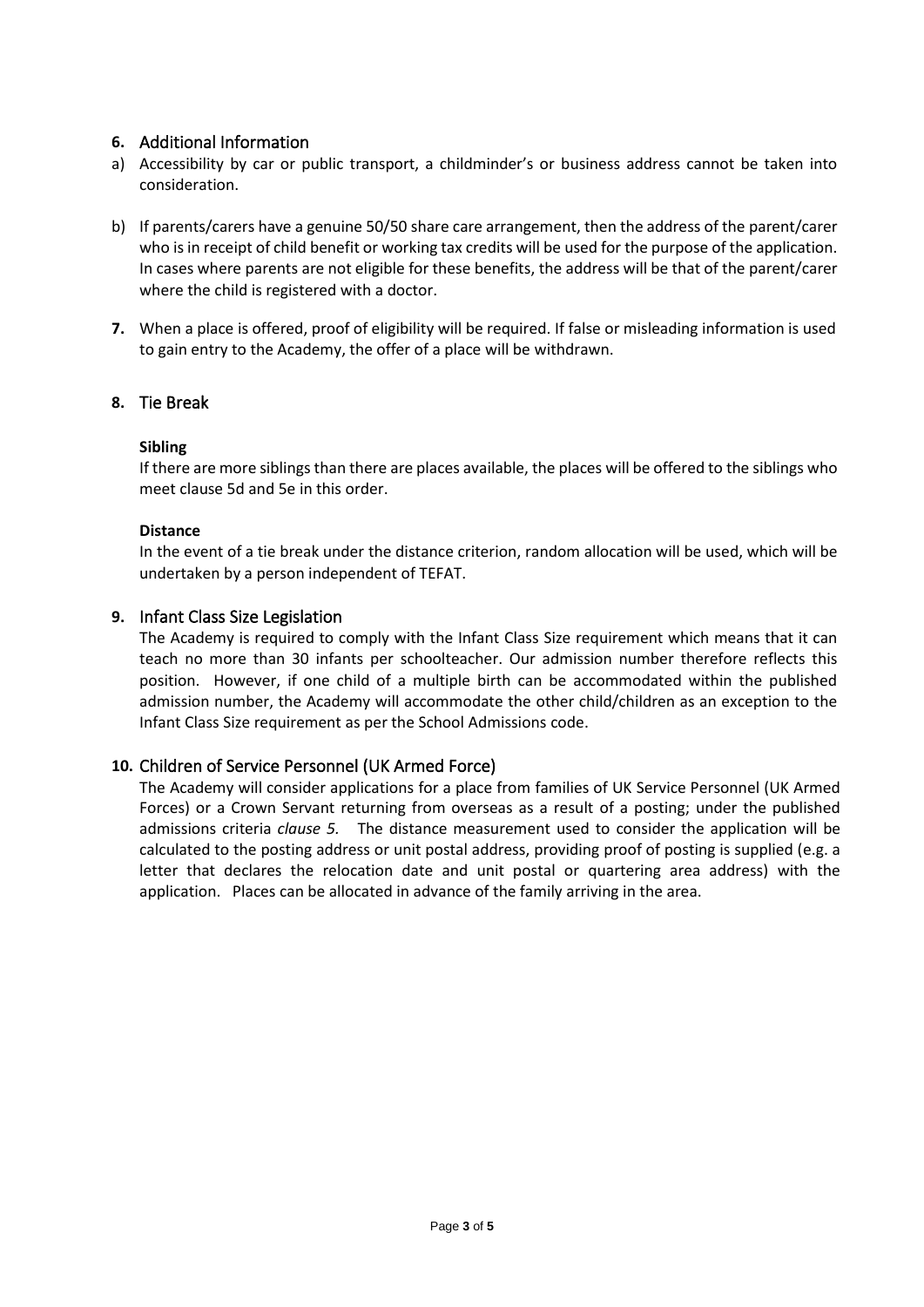## 6. Additional Information

a) Accessibility by car or public transport, a childminder's or business address cannot be taken into consideration.

b) If parents/carers have a genuine 50/50 share care arrangement, then the address of the parent/carer who is in receipt of child benefit or working tax credits will be used for the purpose of the application. In cases where parents are not eligible for these benefits, the address will be that of the parent/carer where the child is registered with a doctor.

**7.** When a place is offered, proof of eligibility will be required. If false or misleading information is used to gain entry to the Academy, the offer of a place will be withdrawn.

## 8. Tie Break

**Sibling**

If there are more siblings than there are places available, the places will be offered to the siblings who meet clause 5d and 5e in this order.

**Distance**

In the event of a tie break under the distance criterion, random allocation will be used, which will be undertaken by a person independent of TEFAT.

## 9. Infant Class Size Legislation

The Academy is required to comply with the Infant Class Size requirement which means that it can teach no more than 30 infants per schoolteacher. Our admission number therefore reflects this position. However, if one child of a multiple birth can be accommodated within the published admission number, the Academy will accommodate the other child/children as an exception to the Infant Class Size requirement as per the School Admissions code.

## 10. Children of Service Personnel (UK Armed Force)

The Academy will consider applications for a place from families of UK Service Personnel (UK Armed Forces) or a Crown Servant returning from overseas as a result of a posting; under the published admissions criteria *clause 5*. The distance measurement used to consider the application will be calculated to the posting address or unit postal address, providing proof of posting is supplied (e.g. a letter that declares the relocation date and unit postal or quartering area address) with the application. Places can be allocated in advance of the family arriving in the area.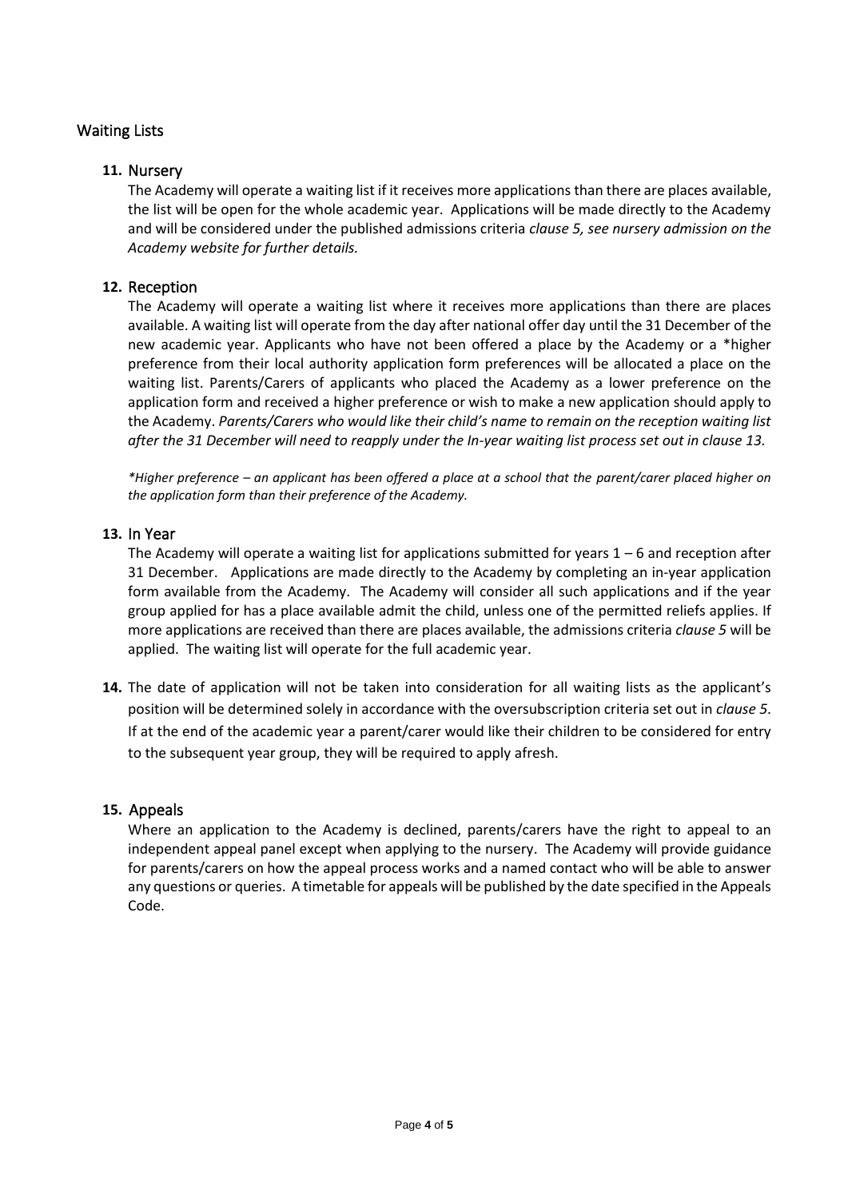## Waiting Lists

### 11. Nursery

The Academy will operate a waiting list if it receives more applications than there are places available, the list will be open for the whole academic year. Applications will be made directly to the Academy and will be considered under the published admissions criteria *clause 5, see nursery admission on the Academy website for further details.*

### 12. Reception

The Academy will operate a waiting list where it receives more applications than there are places available. A waiting list will operate from the day after national offer day until the 31 December of the new academic year. Applicants who have not been offered a place by the Academy or a *higher preference from their local authority application form preferences will be allocated a place on the waiting list. Parents/Carers of applicants who placed the Academy as a lower preference on the application form and received a higher preference or wish to make a new application should apply to the Academy. *Parents/Carers who would like their child's name to remain on the reception waiting list after the 31 December will need to reapply under the In-year waiting list process set out in clause 13.*

*\*Higher preference – an applicant has been offered a place at a school that the parent/carer placed higher on the application form than their preference of the Academy.*

### 13. In Year

The Academy will operate a waiting list for applications submitted for years 1 – 6 and reception after 31 December. Applications are made directly to the Academy by completing an in-year application form available from the Academy. The Academy will consider all such applications and if the year group applied for has a place available admit the child, unless one of the permitted reliefs applies. If more applications are received than there are places available, the admissions criteria *clause 5* will be applied. The waiting list will operate for the full academic year.

**14.** The date of application will not be taken into consideration for all waiting lists as the applicant's position will be determined solely in accordance with the oversubscription criteria set out in *clause 5*. If at the end of the academic year a parent/carer would like their children to be considered for entry to the subsequent year group, they will be required to apply afresh.

### 15. Appeals

Where an application to the Academy is declined, parents/carers have the right to appeal to an independent appeal panel except when applying to the nursery. The Academy will provide guidance for parents/carers on how the appeal process works and a named contact who will be able to answer any questions or queries. A timetable for appeals will be published by the date specified in the Appeals Code.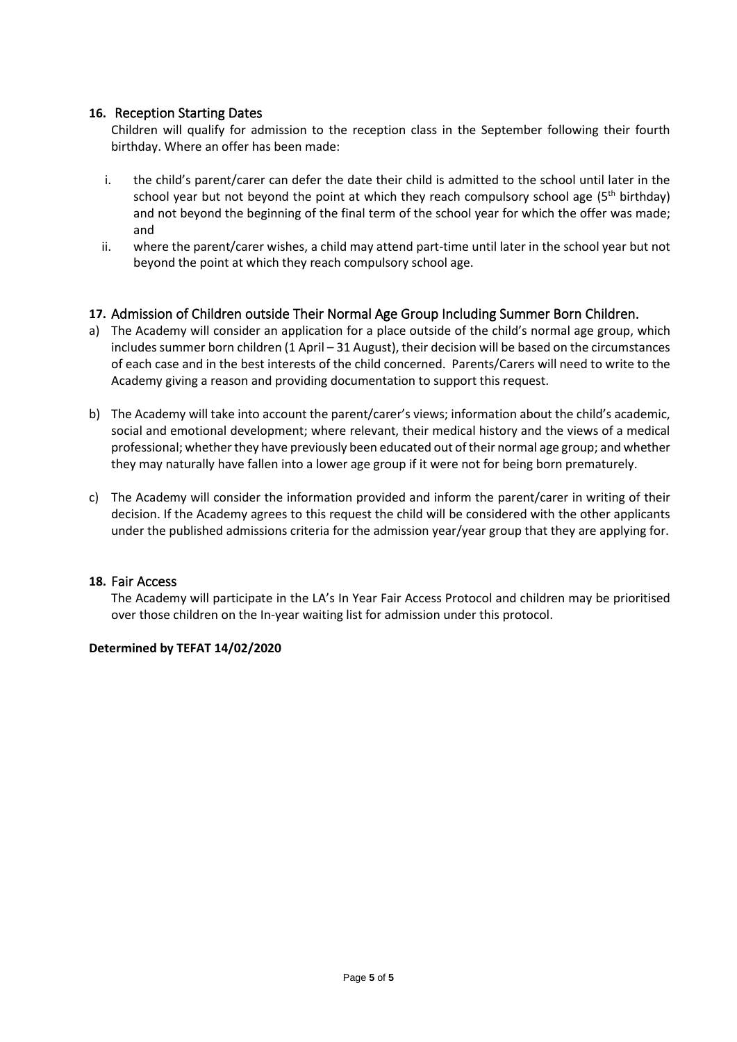## 16. Reception Starting Dates

Children will qualify for admission to the reception class in the September following their fourth birthday. Where an offer has been made:

i. the child's parent/carer can defer the date their child is admitted to the school until later in the school year but not beyond the point at which they reach compulsory school age (5th birthday) and not beyond the beginning of the final term of the school year for which the offer was made; and

ii. where the parent/carer wishes, a child may attend part-time until later in the school year but not beyond the point at which they reach compulsory school age.

## 17. Admission of Children outside Their Normal Age Group Including Summer Born Children.

a) The Academy will consider an application for a place outside of the child's normal age group, which includes summer born children (1 April – 31 August), their decision will be based on the circumstances of each case and in the best interests of the child concerned. Parents/Carers will need to write to the Academy giving a reason and providing documentation to support this request.

b) The Academy will take into account the parent/carer's views; information about the child's academic, social and emotional development; where relevant, their medical history and the views of a medical professional; whether they have previously been educated out of their normal age group; and whether they may naturally have fallen into a lower age group if it were not for being born prematurely.

c) The Academy will consider the information provided and inform the parent/carer in writing of their decision. If the Academy agrees to this request the child will be considered with the other applicants under the published admissions criteria for the admission year/year group that they are applying for.

## 18. Fair Access

The Academy will participate in the LA's In Year Fair Access Protocol and children may be prioritised over those children on the In-year waiting list for admission under this protocol.

**Determined by TEFAT 14/02/2020**